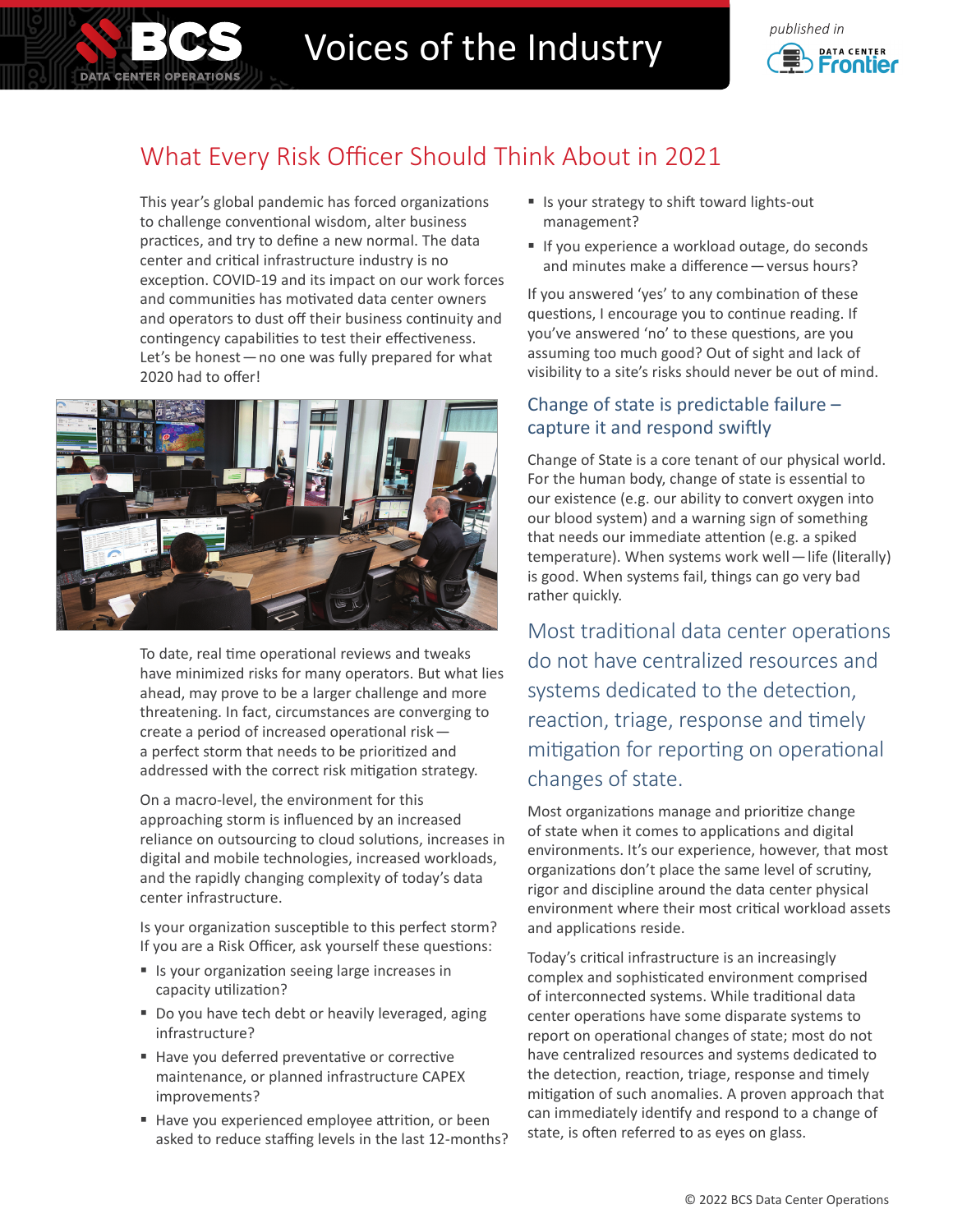# What Every Risk Officer Should Think About in 2021

This year's global pandemic has forced organizations to challenge conventional wisdom, alter business practices, and try to define a new normal. The data center and critical infrastructure industry is no exception. COVID-19 and its impact on our work forces and communities has motivated data center owners and operators to dust off their business continuity and contingency capabilities to test their effectiveness. Let's be honest — no one was fully prepared for what 2020 had to offer!

To date, real time operational reviews and tweaks have minimized risks for many operators. But what lies ahead, may prove to be a larger challenge and more threatening. In fact, circumstances are converging to create a period of increased operational risk — a perfect storm that needs to be prioritized and addressed with the correct risk mitigation strategy.

On a macro-level, the environment for this approaching storm is influenced by an increased reliance on outsourcing to cloud solutions, increases in digital and mobile technologies, increased workloads, and the rapidly changing complexity of today's data center infrastructure.

Is your organization susceptible to this perfect storm? If you are a Risk Officer, ask yourself these questions:

- Is your organization seeing large increases in capacity utilization?
- Do you have tech debt or heavily leveraged, aging infrastructure?
- Have you deferred preventative or corrective maintenance, or planned infrastructure CAPEX improvements?
- Have you experienced employee attrition, or been asked to reduce staffing levels in the last 12-months?
- Is your strategy to shift toward lights-out management?
- If you experience a workload outage, do seconds and minutes make a difference — versus hours?

If you answered 'yes' to any combination of these questions, I encourage you to continue reading. If you've answered 'no' to these questions, are you assuming too much good? Out of sight and lack of visibility to a site's risks should never be out of mind.

## Change of state is predictable failure – capture it and respond swiftly

Change of State is a core tenant of our physical world. For the human body, change of state is essential to our existence (e.g. our ability to convert oxygen into our blood system) and a warning sign of something that needs our immediate attention (e.g. a spiked temperature). When systems work well — life (literally) is good. When systems fail, things can go very bad rather quickly.

> Most traditional data center operations do not have centralized resources and systems dedicated to the detection, reaction, triage, response and timely mitigation for reporting on operational changes of state.

Most organizations manage and prioritize change of state when it comes to applications and digital environments. It's our experience, however, that most organizations don't place the same level of scrutiny, rigor and discipline around the data center physical environment where their most critical workload assets and applications reside.

Today's critical infrastructure is an increasingly complex and sophisticated environment comprised of interconnected systems. While traditional data center operations have some disparate systems to report on operational changes of state; most do not have centralized resources and systems dedicated to the detection, reaction, triage, response and timely mitigation of such anomalies. A proven approach that can immediately identify and respond to a change of state, is often referred to as eyes on glass.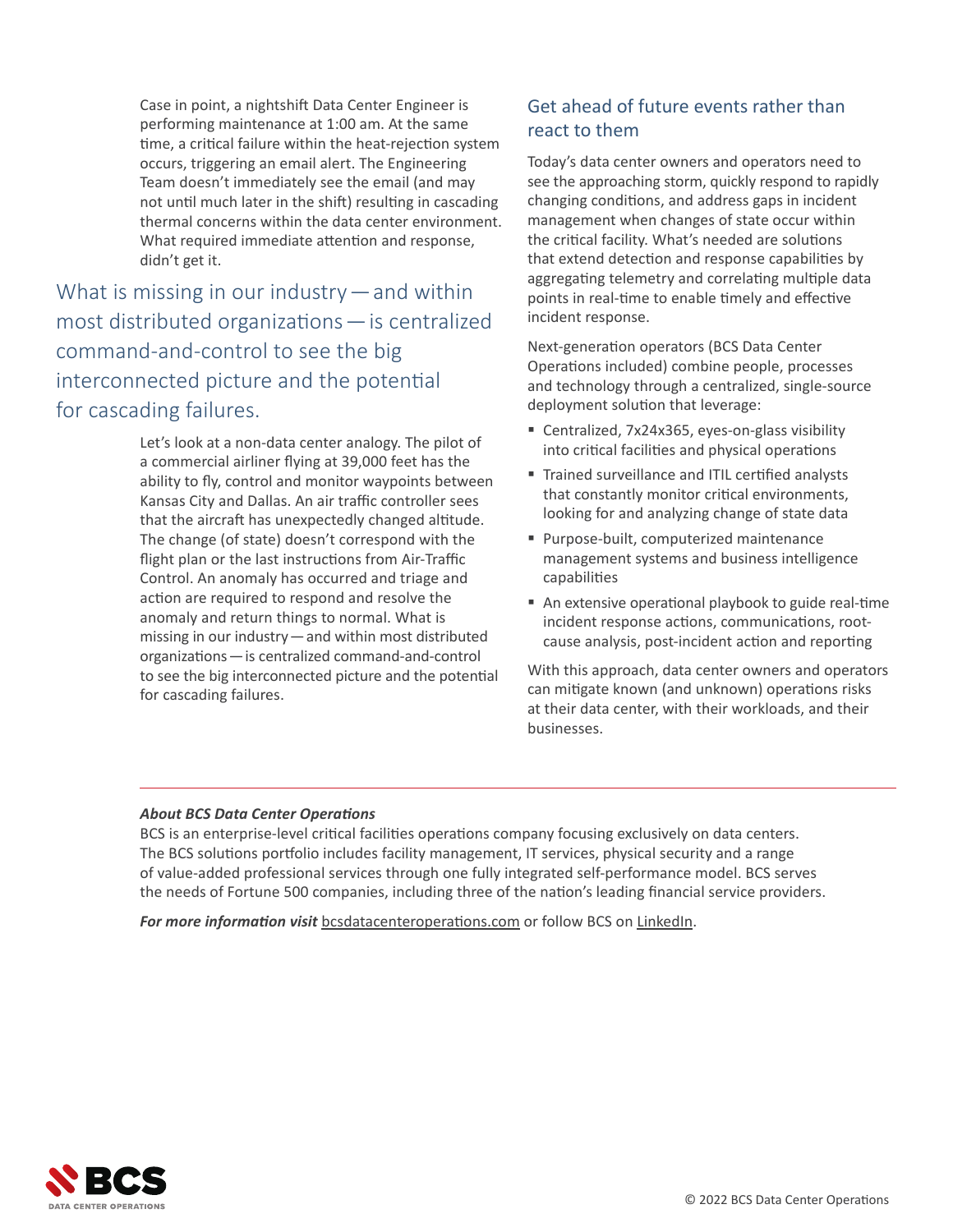Case in point, a nightshift Data Center Engineer is performing maintenance at 1:00 am. At the same time, a critical failure within the heat-rejection system occurs, triggering an email alert. The Engineering Team doesn't immediately see the email (and may not until much later in the shift) resulting in cascading thermal concerns within the data center environment. What required immediate attention and response, didn't get it.

> What is missing in our industry — and within most distributed organizations — is centralized command-and-control to see the big interconnected picture and the potential for cascading failures.

Let's look at a non-data center analogy. The pilot of a commercial airliner flying at 39,000 feet has the ability to fly, control and monitor waypoints between Kansas City and Dallas. An air traffic controller sees that the aircraft has unexpectedly changed altitude. The change (of state) doesn't correspond with the flight plan or the last instructions from Air-Traffic Control. An anomaly has occurred and triage and action are required to respond and resolve the anomaly and return things to normal. What is missing in our industry — and within most distributed organizations — is centralized command-and-control to see the big interconnected picture and the potential for cascading failures.

## Get ahead of future events rather than react to them

Today's data center owners and operators need to see the approaching storm, quickly respond to rapidly changing conditions, and address gaps in incident management when changes of state occur within the critical facility. What's needed are solutions that extend detection and response capabilities by aggregating telemetry and correlating multiple data points in real-time to enable timely and effective incident response.

Next-generation operators (BCS Data Center Operations included) combine people, processes and technology through a centralized, single-source deployment solution that leverage:

- Centralized, 7x24x365, eyes-on-glass visibility into critical facilities and physical operations
- Trained surveillance and ITIL certified analysts that constantly monitor critical environments, looking for and analyzing change of state data
- Purpose-built, computerized maintenance management systems and business intelligence capabilities
- An extensive operational playbook to guide real-time incident response actions, communications, root-cause analysis, post-incident action and reporting

With this approach, data center owners and operators can mitigate known (and unknown) operations risks at their data center, with their workloads, and their businesses.

---

***About BCS Data Center Operations***

BCS is an enterprise-level critical facilities operations company focusing exclusively on data centers. The BCS solutions portfolio includes facility management, IT services, physical security and a range of value-added professional services through one fully integrated self-performance model. BCS serves the needs of Fortune 500 companies, including three of the nation's leading financial service providers.

***For more information visit*** bcsdatacenteroperations.com or follow BCS on LinkedIn.

BCS DATA CENTER OPERATIONS

© 2022 BCS Data Center Operations